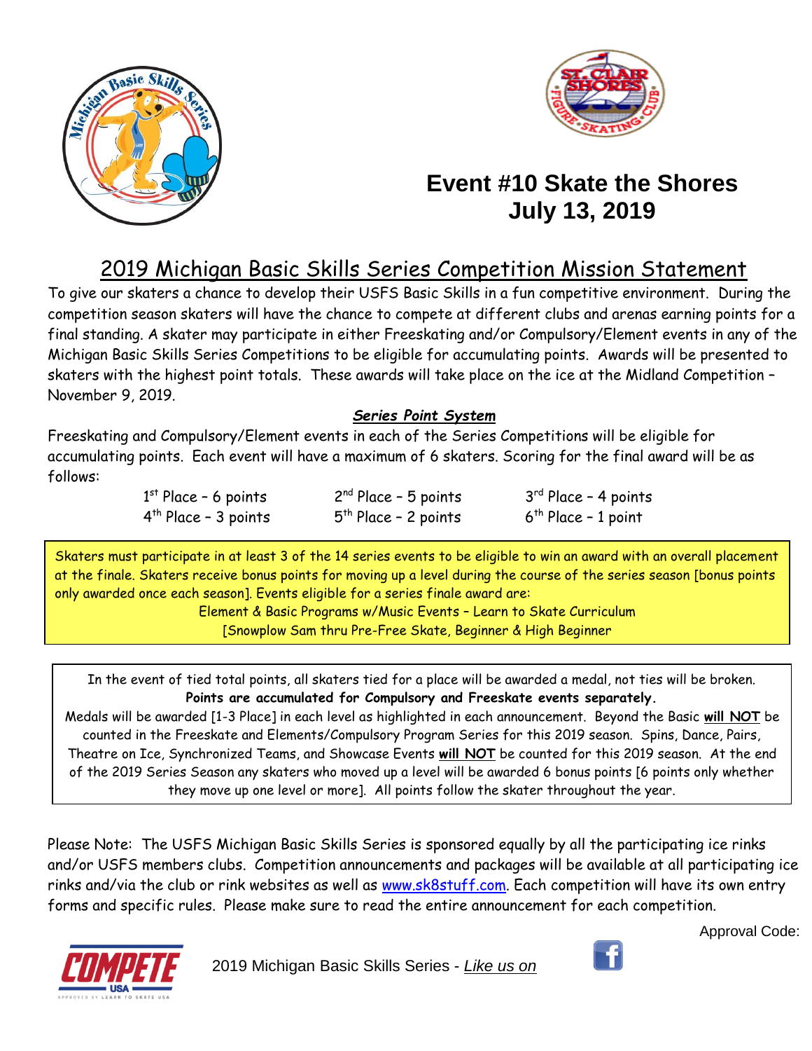# Event #10 Skate the Shores
## July 13, 2019

## 2019 Michigan Basic Skills Series Competition Mission Statement

To give our skaters a chance to develop their USFS Basic Skills in a fun competitive environment. During the competition season skaters will have the chance to compete at different clubs and arenas earning points for a final standing. A skater may participate in either Freeskating and/or Compulsory/Element events in any of the Michigan Basic Skills Series Competitions to be eligible for accumulating points. Awards will be presented to skaters with the highest point totals. These awards will take place on the ice at the Midland Competition – November 9, 2019.

### ***Series Point System***

Freeskating and Compulsory/Element events in each of the Series Competitions will be eligible for accumulating points. Each event will have a maximum of 6 skaters. Scoring for the final award will be as follows:

| | | |
|---|---|---|
| 1st Place – 6 points | 2nd Place – 5 points | 3rd Place – 4 points |
| 4th Place – 3 points | 5th Place – 2 points | 6th Place – 1 point |

Skaters must participate in at least 3 of the 14 series events to be eligible to win an award with an overall placement at the finale. Skaters receive bonus points for moving up a level during the course of the series season [bonus points only awarded once each season]. Events eligible for a series finale award are:

Element & Basic Programs w/Music Events – Learn to Skate Curriculum
[Snowplow Sam thru Pre-Free Skate, Beginner & High Beginner

In the event of tied total points, all skaters tied for a place will be awarded a medal, not ties will be broken.
**Points are accumulated for Compulsory and Freeskate events separately.**
Medals will be awarded [1-3 Place] in each level as highlighted in each announcement. Beyond the Basic **will NOT** be counted in the Freeskate and Elements/Compulsory Program Series for this 2019 season. Spins, Dance, Pairs, Theatre on Ice, Synchronized Teams, and Showcase Events **will NOT** be counted for this 2019 season. At the end of the 2019 Series Season any skaters who moved up a level will be awarded 6 bonus points [6 points only whether they move up one level or more]. All points follow the skater throughout the year.

Please Note: The USFS Michigan Basic Skills Series is sponsored equally by all the participating ice rinks and/or USFS members clubs. Competition announcements and packages will be available at all participating ice rinks and/via the club or rink websites as well as www.sk8stuff.com. Each competition will have its own entry forms and specific rules. Please make sure to read the entire announcement for each competition.

Approval Code:

2019 Michigan Basic Skills Series - *Like us on*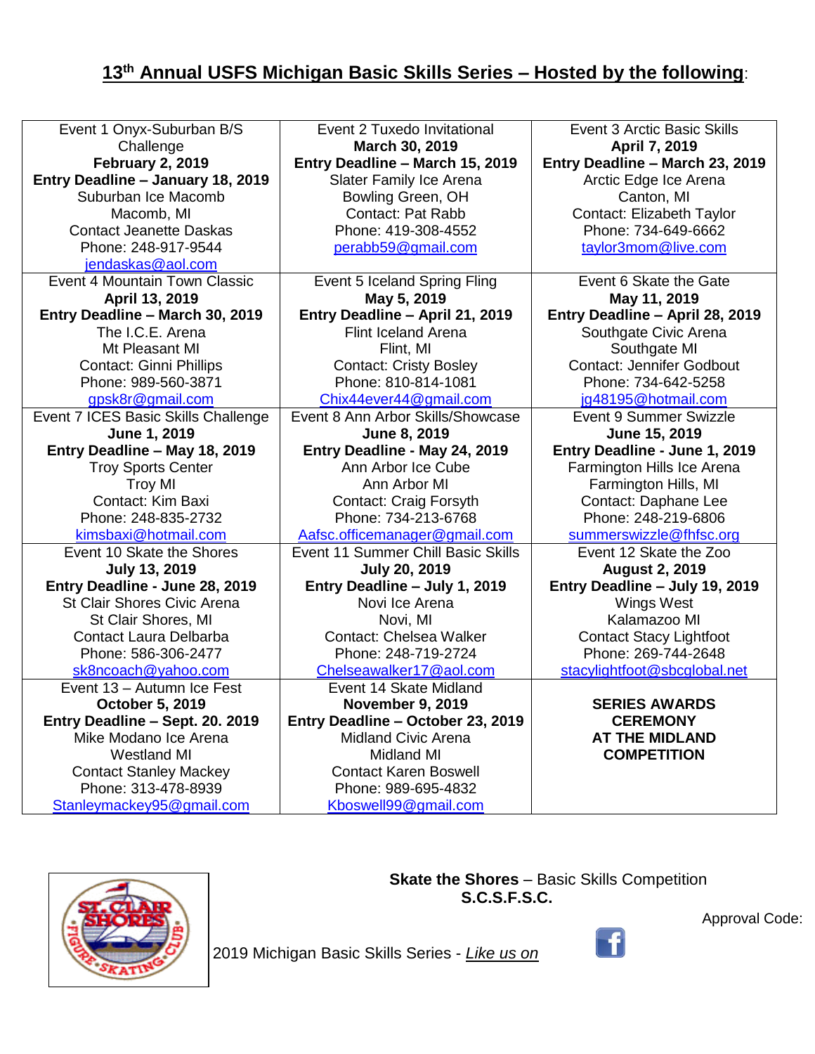# 13th Annual USFS Michigan Basic Skills Series – Hosted by the following:

| | | |
|---|---|---|
| Event 1 Onyx-Suburban B/S Challenge<br>**February 2, 2019**<br>**Entry Deadline – January 18, 2019**<br>Suburban Ice Macomb<br>Macomb, MI<br>Contact Jeanette Daskas<br>Phone: 248-917-9544<br>jendaskas@aol.com | Event 2 Tuxedo Invitational<br>**March 30, 2019**<br>**Entry Deadline – March 15, 2019**<br>Slater Family Ice Arena<br>Bowling Green, OH<br>Contact: Pat Rabb<br>Phone: 419-308-4552<br>perabb59@gmail.com | Event 3 Arctic Basic Skills<br>**April 7, 2019**<br>**Entry Deadline – March 23, 2019**<br>Arctic Edge Ice Arena<br>Canton, MI<br>Contact: Elizabeth Taylor<br>Phone: 734-649-6662<br>taylor3mom@live.com |
| Event 4 Mountain Town Classic<br>**April 13, 2019**<br>**Entry Deadline – March 30, 2019**<br>The I.C.E. Arena<br>Mt Pleasant MI<br>Contact: Ginni Phillips<br>Phone: 989-560-3871<br>gpsk8r@gmail.com | Event 5 Iceland Spring Fling<br>**May 5, 2019**<br>**Entry Deadline – April 21, 2019**<br>Flint Iceland Arena<br>Flint, MI<br>Contact: Cristy Bosley<br>Phone: 810-814-1081<br>Chix44ever44@gmail.com | Event 6 Skate the Gate<br>**May 11, 2019**<br>**Entry Deadline – April 28, 2019**<br>Southgate Civic Arena<br>Southgate MI<br>Contact: Jennifer Godbout<br>Phone: 734-642-5258<br>jg48195@hotmail.com |
| Event 7 ICES Basic Skills Challenge<br>**June 1, 2019**<br>**Entry Deadline – May 18, 2019**<br>Troy Sports Center<br>Troy MI<br>Contact: Kim Baxi<br>Phone: 248-835-2732<br>kimsbaxi@hotmail.com | Event 8 Ann Arbor Skills/Showcase<br>**June 8, 2019**<br>**Entry Deadline - May 24, 2019**<br>Ann Arbor Ice Cube<br>Ann Arbor MI<br>Contact: Craig Forsyth<br>Phone: 734-213-6768<br>Aafsc.officemanager@gmail.com | Event 9 Summer Swizzle<br>**June 15, 2019**<br>**Entry Deadline - June 1, 2019**<br>Farmington Hills Ice Arena<br>Farmington Hills, MI<br>Contact: Daphane Lee<br>Phone: 248-219-6806<br>summerswizzle@fhfsc.org |
| Event 10 Skate the Shores<br>**July 13, 2019**<br>**Entry Deadline - June 28, 2019**<br>St Clair Shores Civic Arena<br>St Clair Shores, MI<br>Contact Laura Delbarba<br>Phone: 586-306-2477<br>sk8ncoach@yahoo.com | Event 11 Summer Chill Basic Skills<br>**July 20, 2019**<br>**Entry Deadline – July 1, 2019**<br>Novi Ice Arena<br>Novi, MI<br>Contact: Chelsea Walker<br>Phone: 248-719-2724<br>Chelseawalker17@aol.com | Event 12 Skate the Zoo<br>**August 2, 2019**<br>**Entry Deadline – July 19, 2019**<br>Wings West<br>Kalamazoo MI<br>Contact Stacy Lightfoot<br>Phone: 269-744-2648<br>stacylightfoot@sbcglobal.net |
| Event 13 – Autumn Ice Fest<br>**October 5, 2019**<br>**Entry Deadline – Sept. 20. 2019**<br>Mike Modano Ice Arena<br>Westland MI<br>Contact Stanley Mackey<br>Phone: 313-478-8939<br>Stanleymackey95@gmail.com | Event 14 Skate Midland<br>**November 9, 2019**<br>**Entry Deadline – October 23, 2019**<br>Midland Civic Arena<br>Midland MI<br>Contact Karen Boswell<br>Phone: 989-695-4832<br>Kboswell99@gmail.com | **SERIES AWARDS CEREMONY AT THE MIDLAND COMPETITION** |

**Skate the Shores** – Basic Skills Competition
**S.C.S.F.S.C.**

Approval Code:

2019 Michigan Basic Skills Series - *Like us on*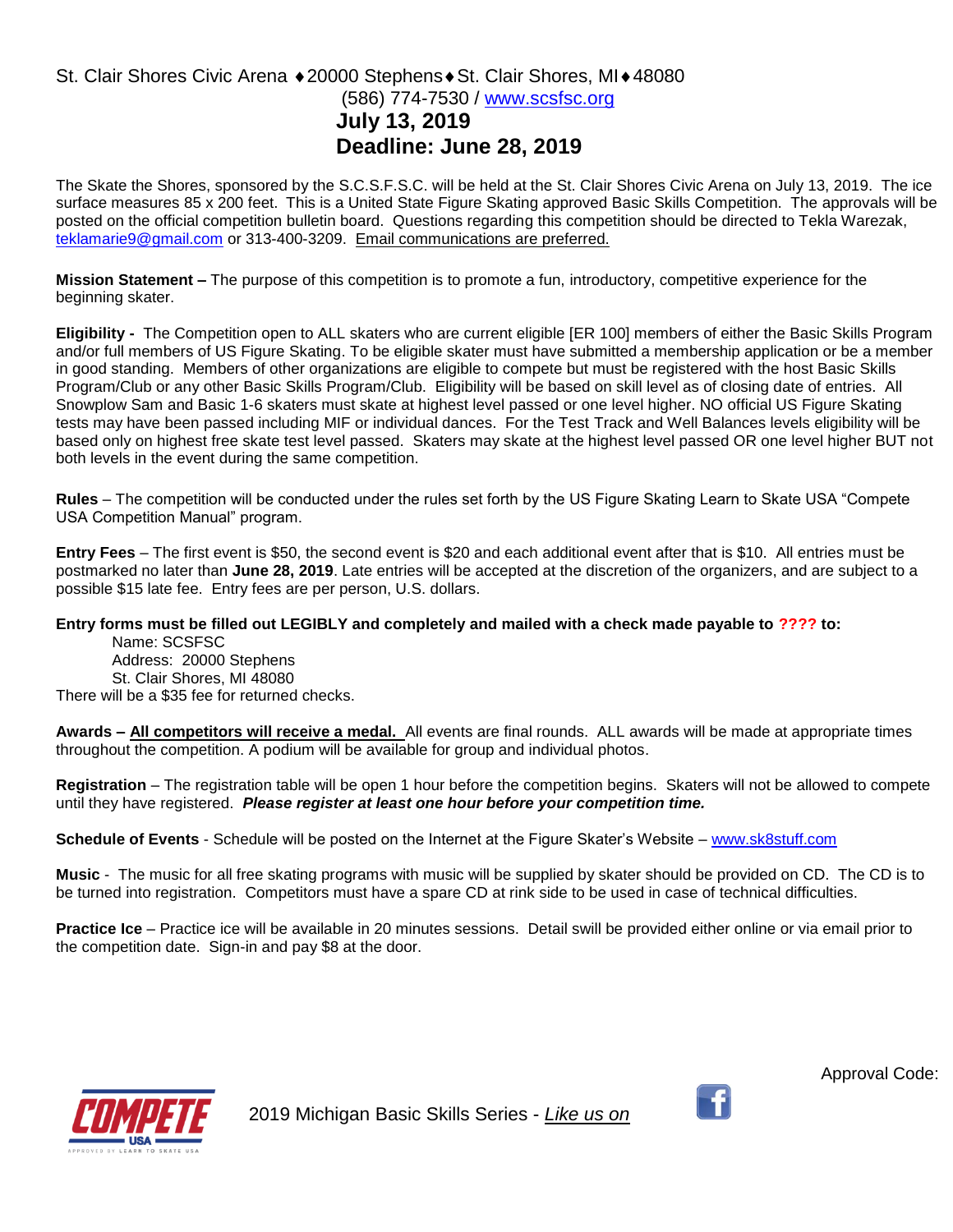St. Clair Shores Civic Arena ♦20000 Stephens♦St. Clair Shores, MI♦48080

(586) 774-7530 / www.scsfsc.org

**July 13, 2019**

**Deadline: June 28, 2019**

The Skate the Shores, sponsored by the S.C.S.F.S.C. will be held at the St. Clair Shores Civic Arena on July 13, 2019. The ice surface measures 85 x 200 feet. This is a United State Figure Skating approved Basic Skills Competition. The approvals will be posted on the official competition bulletin board. Questions regarding this competition should be directed to Tekla Warezak, teklamarie9@gmail.com or 313-400-3209. Email communications are preferred.

**Mission Statement –** The purpose of this competition is to promote a fun, introductory, competitive experience for the beginning skater.

**Eligibility -** The Competition open to ALL skaters who are current eligible [ER 100] members of either the Basic Skills Program and/or full members of US Figure Skating. To be eligible skater must have submitted a membership application or be a member in good standing. Members of other organizations are eligible to compete but must be registered with the host Basic Skills Program/Club or any other Basic Skills Program/Club. Eligibility will be based on skill level as of closing date of entries. All Snowplow Sam and Basic 1-6 skaters must skate at highest level passed or one level higher. NO official US Figure Skating tests may have been passed including MIF or individual dances. For the Test Track and Well Balances levels eligibility will be based only on highest free skate test level passed. Skaters may skate at the highest level passed OR one level higher BUT not both levels in the event during the same competition.

**Rules** – The competition will be conducted under the rules set forth by the US Figure Skating Learn to Skate USA "Compete USA Competition Manual" program.

**Entry Fees** – The first event is $50, the second event is $20 and each additional event after that is $10. All entries must be postmarked no later than **June 28, 2019**. Late entries will be accepted at the discretion of the organizers, and are subject to a possible $15 late fee. Entry fees are per person, U.S. dollars.

**Entry forms must be filled out LEGIBLY and completely and mailed with a check made payable to ???? to:**

Name: SCSFSC
Address: 20000 Stephens
St. Clair Shores, MI 48080

There will be a $35 fee for returned checks.

**Awards – All competitors will receive a medal.** All events are final rounds. ALL awards will be made at appropriate times throughout the competition. A podium will be available for group and individual photos.

**Registration** – The registration table will be open 1 hour before the competition begins. Skaters will not be allowed to compete until they have registered. ***Please register at least one hour before your competition time.***

**Schedule of Events** - Schedule will be posted on the Internet at the Figure Skater's Website – www.sk8stuff.com

**Music** - The music for all free skating programs with music will be supplied by skater should be provided on CD. The CD is to be turned into registration. Competitors must have a spare CD at rink side to be used in case of technical difficulties.

**Practice Ice** – Practice ice will be available in 20 minutes sessions. Detail swill be provided either online or via email prior to the competition date. Sign-in and pay $8 at the door.

Approval Code:

2019 Michigan Basic Skills Series - *Like us on*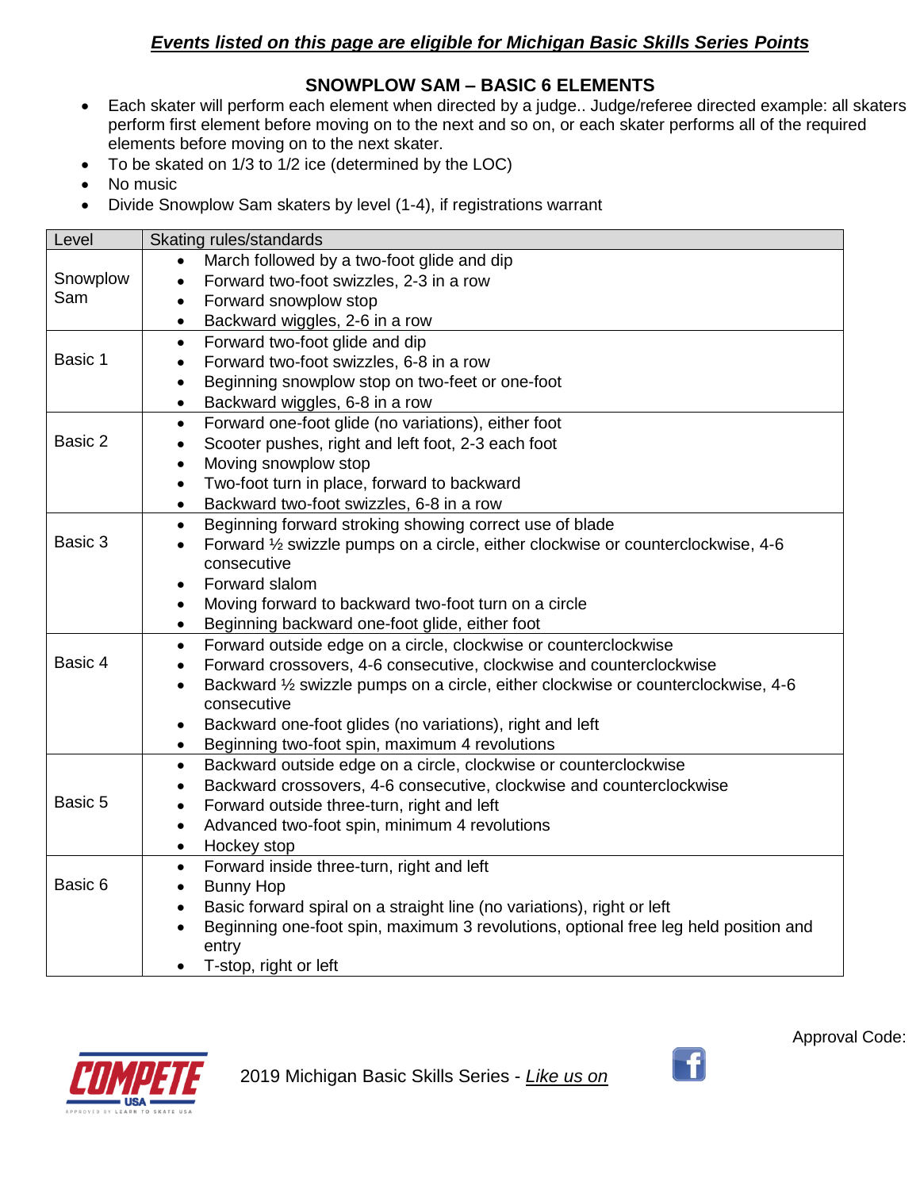***Events listed on this page are eligible for Michigan Basic Skills Series Points***

## SNOWPLOW SAM – BASIC 6 ELEMENTS

- Each skater will perform each element when directed by a judge.. Judge/referee directed example: all skaters perform first element before moving on to the next and so on, or each skater performs all of the required elements before moving on to the next skater.
- To be skated on 1/3 to 1/2 ice (determined by the LOC)
- No music
- Divide Snowplow Sam skaters by level (1-4), if registrations warrant

| Level | Skating rules/standards |
|---|---|
| Snowplow Sam | • March followed by a two-foot glide and dip<br>• Forward two-foot swizzles, 2-3 in a row<br>• Forward snowplow stop<br>• Backward wiggles, 2-6 in a row |
| Basic 1 | • Forward two-foot glide and dip<br>• Forward two-foot swizzles, 6-8 in a row<br>• Beginning snowplow stop on two-feet or one-foot<br>• Backward wiggles, 6-8 in a row |
| Basic 2 | • Forward one-foot glide (no variations), either foot<br>• Scooter pushes, right and left foot, 2-3 each foot<br>• Moving snowplow stop<br>• Two-foot turn in place, forward to backward<br>• Backward two-foot swizzles, 6-8 in a row |
| Basic 3 | • Beginning forward stroking showing correct use of blade<br>• Forward ½ swizzle pumps on a circle, either clockwise or counterclockwise, 4-6 consecutive<br>• Forward slalom<br>• Moving forward to backward two-foot turn on a circle<br>• Beginning backward one-foot glide, either foot |
| Basic 4 | • Forward outside edge on a circle, clockwise or counterclockwise<br>• Forward crossovers, 4-6 consecutive, clockwise and counterclockwise<br>• Backward ½ swizzle pumps on a circle, either clockwise or counterclockwise, 4-6 consecutive<br>• Backward one-foot glides (no variations), right and left<br>• Beginning two-foot spin, maximum 4 revolutions |
| Basic 5 | • Backward outside edge on a circle, clockwise or counterclockwise<br>• Backward crossovers, 4-6 consecutive, clockwise and counterclockwise<br>• Forward outside three-turn, right and left<br>• Advanced two-foot spin, minimum 4 revolutions<br>• Hockey stop |
| Basic 6 | • Forward inside three-turn, right and left<br>• Bunny Hop<br>• Basic forward spiral on a straight line (no variations), right or left<br>• Beginning one-foot spin, maximum 3 revolutions, optional free leg held position and entry<br>• T-stop, right or left |

Approval Code:

2019 Michigan Basic Skills Series - *Like us on*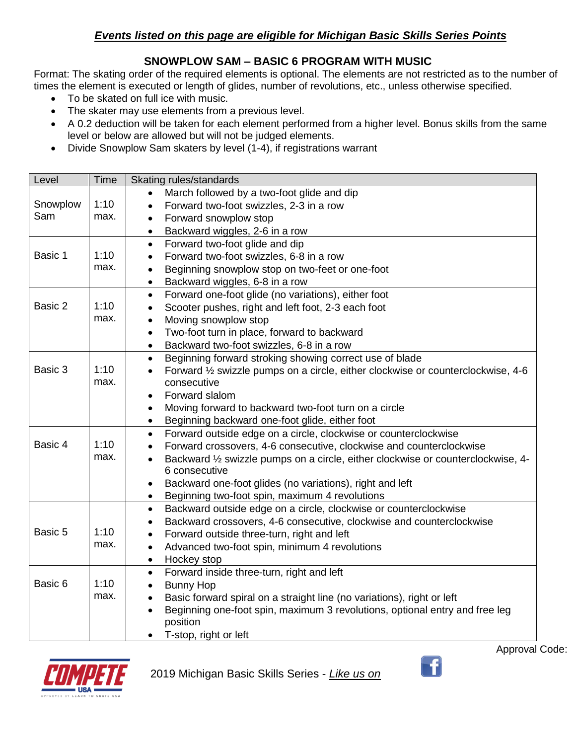***Events listed on this page are eligible for Michigan Basic Skills Series Points***

## SNOWPLOW SAM – BASIC 6 PROGRAM WITH MUSIC

Format: The skating order of the required elements is optional. The elements are not restricted as to the number of times the element is executed or length of glides, number of revolutions, etc., unless otherwise specified.

- To be skated on full ice with music.
- The skater may use elements from a previous level.
- A 0.2 deduction will be taken for each element performed from a higher level. Bonus skills from the same level or below are allowed but will not be judged elements.
- Divide Snowplow Sam skaters by level (1-4), if registrations warrant

| Level | Time | Skating rules/standards |
| --- | --- | --- |
| Snowplow Sam | 1:10 max. | • March followed by a two-foot glide and dip<br>• Forward two-foot swizzles, 2-3 in a row<br>• Forward snowplow stop<br>• Backward wiggles, 2-6 in a row |
| Basic 1 | 1:10 max. | • Forward two-foot glide and dip<br>• Forward two-foot swizzles, 6-8 in a row<br>• Beginning snowplow stop on two-feet or one-foot<br>• Backward wiggles, 6-8 in a row |
| Basic 2 | 1:10 max. | • Forward one-foot glide (no variations), either foot<br>• Scooter pushes, right and left foot, 2-3 each foot<br>• Moving snowplow stop<br>• Two-foot turn in place, forward to backward<br>• Backward two-foot swizzles, 6-8 in a row |
| Basic 3 | 1:10 max. | • Beginning forward stroking showing correct use of blade<br>• Forward ½ swizzle pumps on a circle, either clockwise or counterclockwise, 4-6 consecutive<br>• Forward slalom<br>• Moving forward to backward two-foot turn on a circle<br>• Beginning backward one-foot glide, either foot |
| Basic 4 | 1:10 max. | • Forward outside edge on a circle, clockwise or counterclockwise<br>• Forward crossovers, 4-6 consecutive, clockwise and counterclockwise<br>• Backward ½ swizzle pumps on a circle, either clockwise or counterclockwise, 4-6 consecutive<br>• Backward one-foot glides (no variations), right and left<br>• Beginning two-foot spin, maximum 4 revolutions |
| Basic 5 | 1:10 max. | • Backward outside edge on a circle, clockwise or counterclockwise<br>• Backward crossovers, 4-6 consecutive, clockwise and counterclockwise<br>• Forward outside three-turn, right and left<br>• Advanced two-foot spin, minimum 4 revolutions<br>• Hockey stop |
| Basic 6 | 1:10 max. | • Forward inside three-turn, right and left<br>• Bunny Hop<br>• Basic forward spiral on a straight line (no variations), right or left<br>• Beginning one-foot spin, maximum 3 revolutions, optional entry and free leg position<br>• T-stop, right or left |

Approval Code:

2019 Michigan Basic Skills Series - *Like us on*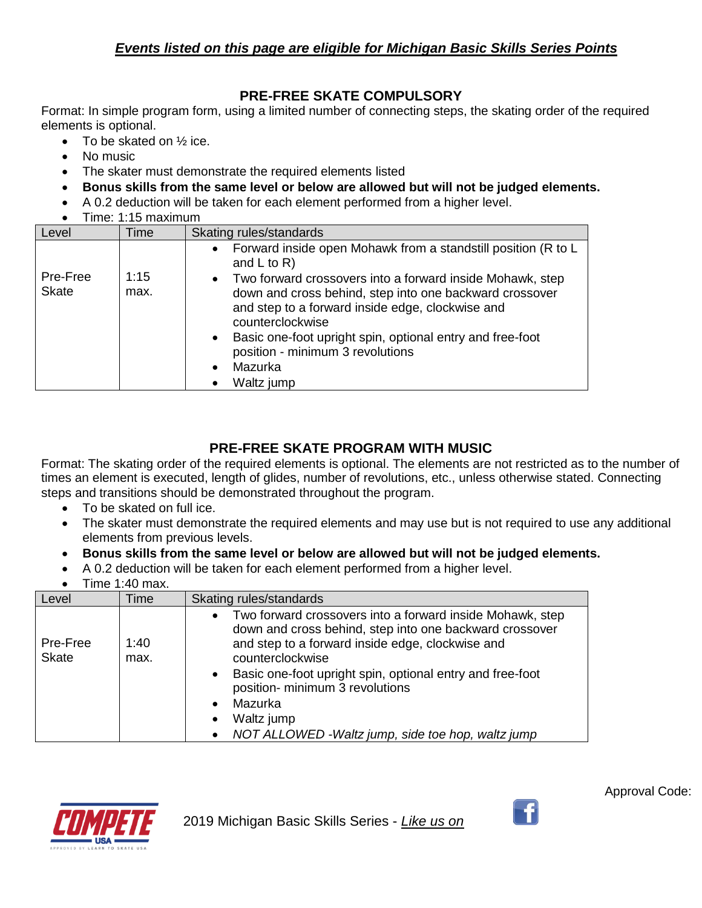***Events listed on this page are eligible for Michigan Basic Skills Series Points***

## PRE-FREE SKATE COMPULSORY

Format: In simple program form, using a limited number of connecting steps, the skating order of the required elements is optional.

- To be skated on ½ ice.
- No music
- The skater must demonstrate the required elements listed
- **Bonus skills from the same level or below are allowed but will not be judged elements.**
- A 0.2 deduction will be taken for each element performed from a higher level.
- Time: 1:15 maximum

| Level | Time | Skating rules/standards |
|---|---|---|
| Pre-Free Skate | 1:15 max. | • Forward inside open Mohawk from a standstill position (R to L and L to R)<br>• Two forward crossovers into a forward inside Mohawk, step down and cross behind, step into one backward crossover and step to a forward inside edge, clockwise and counterclockwise<br>• Basic one-foot upright spin, optional entry and free-foot position - minimum 3 revolutions<br>• Mazurka<br>• Waltz jump |

## PRE-FREE SKATE PROGRAM WITH MUSIC

Format: The skating order of the required elements is optional. The elements are not restricted as to the number of times an element is executed, length of glides, number of revolutions, etc., unless otherwise stated. Connecting steps and transitions should be demonstrated throughout the program.

- To be skated on full ice.
- The skater must demonstrate the required elements and may use but is not required to use any additional elements from previous levels.
- **Bonus skills from the same level or below are allowed but will not be judged elements.**
- A 0.2 deduction will be taken for each element performed from a higher level.
- Time 1:40 max.

| Level | Time | Skating rules/standards |
|---|---|---|
| Pre-Free Skate | 1:40 max. | • Two forward crossovers into a forward inside Mohawk, step down and cross behind, step into one backward crossover and step to a forward inside edge, clockwise and counterclockwise<br>• Basic one-foot upright spin, optional entry and free-foot position- minimum 3 revolutions<br>• Mazurka<br>• Waltz jump<br>• *NOT ALLOWED -Waltz jump, side toe hop, waltz jump* |

Approval Code:

2019 Michigan Basic Skills Series - *Like us on*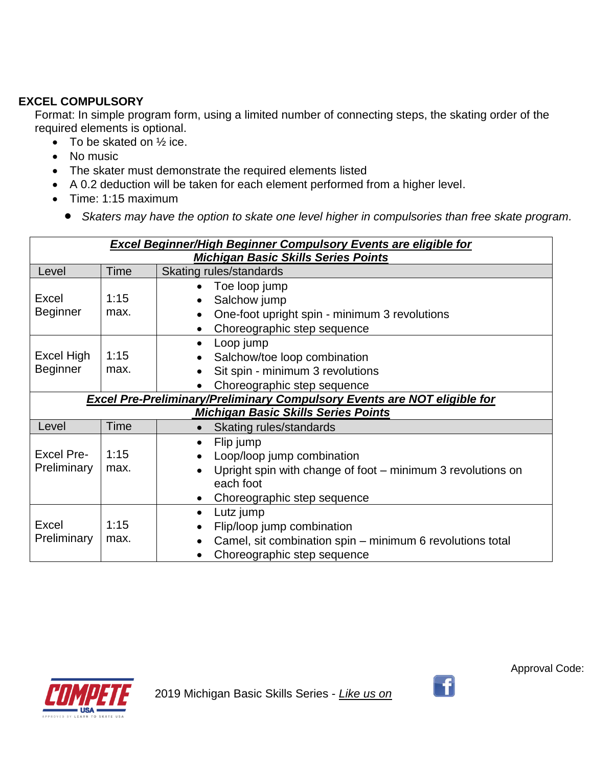## EXCEL COMPULSORY

Format: In simple program form, using a limited number of connecting steps, the skating order of the required elements is optional.

- To be skated on ½ ice.
- No music
- The skater must demonstrate the required elements listed
- A 0.2 deduction will be taken for each element performed from a higher level.
- Time: 1:15 maximum
  - *Skaters may have the option to skate one level higher in compulsories than free skate program.*

| ***Excel Beginner/High Beginner Compulsory Events are eligible for Michigan Basic Skills Series Points*** | | |
|---|---|---|
| Level | Time | Skating rules/standards |
| Excel Beginner | 1:15 max. | • Toe loop jump<br>• Salchow jump<br>• One-foot upright spin - minimum 3 revolutions<br>• Choreographic step sequence |
| Excel High Beginner | 1:15 max. | • Loop jump<br>• Salchow/toe loop combination<br>• Sit spin - minimum 3 revolutions<br>• Choreographic step sequence |
| ***Excel Pre-Preliminary/Preliminary Compulsory Events are NOT eligible for Michigan Basic Skills Series Points*** | | |
| Level | Time | • Skating rules/standards |
| Excel Pre-Preliminary | 1:15 max. | • Flip jump<br>• Loop/loop jump combination<br>• Upright spin with change of foot – minimum 3 revolutions on each foot<br>• Choreographic step sequence |
| Excel Preliminary | 1:15 max. | • Lutz jump<br>• Flip/loop jump combination<br>• Camel, sit combination spin – minimum 6 revolutions total<br>• Choreographic step sequence |

Approval Code:

2019 Michigan Basic Skills Series - *Like us on*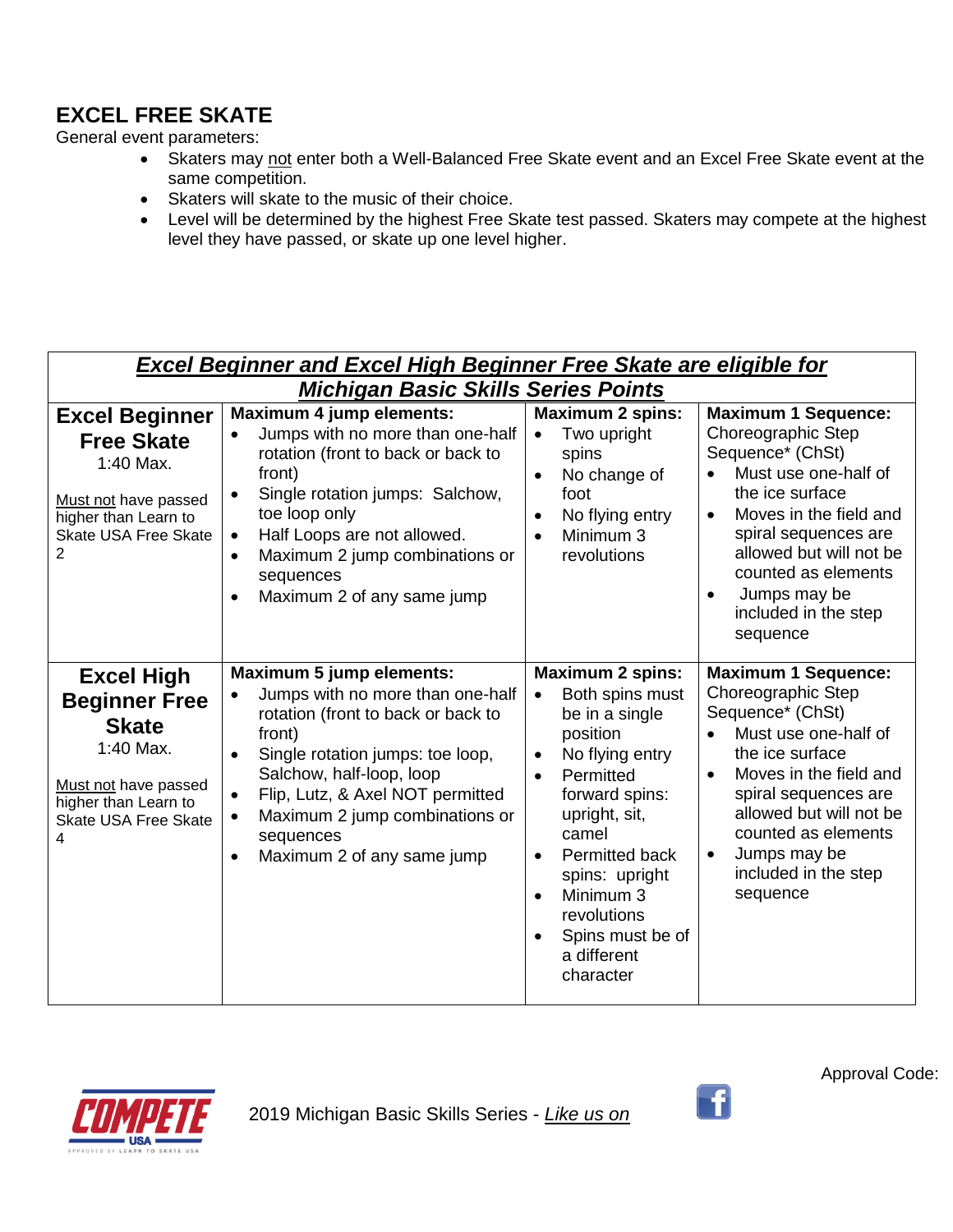# EXCEL FREE SKATE

General event parameters:

- Skaters may not enter both a Well-Balanced Free Skate event and an Excel Free Skate event at the same competition.
- Skaters will skate to the music of their choice.
- Level will be determined by the highest Free Skate test passed. Skaters may compete at the highest level they have passed, or skate up one level higher.

| ***Excel Beginner and Excel High Beginner Free Skate are eligible for Michigan Basic Skills Series Points*** | | | |
|---|---|---|---|
| **Excel Beginner Free Skate**<br>1:40 Max.<br><br>Must not have passed higher than Learn to Skate USA Free Skate 2 | **Maximum 4 jump elements:**<br>• Jumps with no more than one-half rotation (front to back or back to front)<br>• Single rotation jumps: Salchow, toe loop only<br>• Half Loops are not allowed.<br>• Maximum 2 jump combinations or sequences<br>• Maximum 2 of any same jump | **Maximum 2 spins:**<br>• Two upright spins<br>• No change of foot<br>• No flying entry<br>• Minimum 3 revolutions | **Maximum 1 Sequence:**<br>Choreographic Step Sequence* (ChSt)<br>• Must use one-half of the ice surface<br>• Moves in the field and spiral sequences are allowed but will not be counted as elements<br>• Jumps may be included in the step sequence |
| **Excel High Beginner Free Skate**<br>1:40 Max.<br><br>Must not have passed higher than Learn to Skate USA Free Skate 4 | **Maximum 5 jump elements:**<br>• Jumps with no more than one-half rotation (front to back or back to front)<br>• Single rotation jumps: toe loop, Salchow, half-loop, loop<br>• Flip, Lutz, & Axel NOT permitted<br>• Maximum 2 jump combinations or sequences<br>• Maximum 2 of any same jump | **Maximum 2 spins:**<br>• Both spins must be in a single position<br>• No flying entry<br>• Permitted forward spins: upright, sit, camel<br>• Permitted back spins: upright<br>• Minimum 3 revolutions<br>• Spins must be of a different character | **Maximum 1 Sequence:**<br>Choreographic Step Sequence* (ChSt)<br>• Must use one-half of the ice surface<br>• Moves in the field and spiral sequences are allowed but will not be counted as elements<br>• Jumps may be included in the step sequence |

Approval Code:

2019 Michigan Basic Skills Series - *Like us on*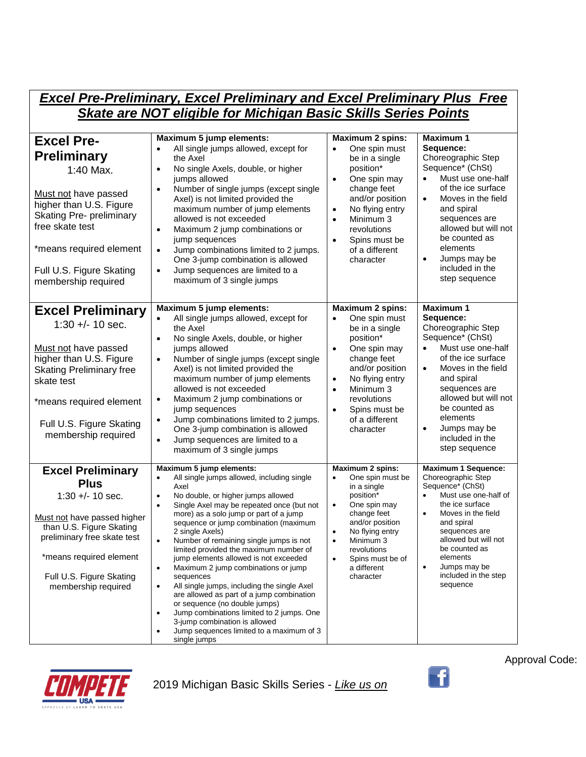| ***Excel Pre-Preliminary, Excel Preliminary and Excel Preliminary Plus Free Skate are NOT eligible for Michigan Basic Skills Series Points*** | | | |
|---|---|---|---|
| **Excel Pre-Preliminary**<br>1:40 Max.<br><br><u>Must not</u> have passed higher than U.S. Figure Skating Pre- preliminary free skate test<br><br>*means required element<br><br>Full U.S. Figure Skating membership required | **Maximum 5 jump elements:**<br>• All single jumps allowed, except for the Axel<br>• No single Axels, double, or higher jumps allowed<br>• Number of single jumps (except single Axel) is not limited provided the maximum number of jump elements allowed is not exceeded<br>• Maximum 2 jump combinations or jump sequences<br>• Jump combinations limited to 2 jumps. One 3-jump combination is allowed<br>• Jump sequences are limited to a maximum of 3 single jumps | **Maximum 2 spins:**<br>• One spin must be in a single position*<br>• One spin may change feet and/or position<br>• No flying entry<br>• Minimum 3 revolutions<br>• Spins must be of a different character | **Maximum 1 Sequence:**<br>Choreographic Step Sequence* (ChSt)<br>• Must use one-half of the ice surface<br>• Moves in the field and spiral sequences are allowed but will not be counted as elements<br>• Jumps may be included in the step sequence |
| **Excel Preliminary**<br>1:30 +/- 10 sec.<br><br><u>Must not</u> have passed higher than U.S. Figure Skating Preliminary free skate test<br><br>*means required element<br><br>Full U.S. Figure Skating membership required | **Maximum 5 jump elements:**<br>• All single jumps allowed, except for the Axel<br>• No single Axels, double, or higher jumps allowed<br>• Number of single jumps (except single Axel) is not limited provided the maximum number of jump elements allowed is not exceeded<br>• Maximum 2 jump combinations or jump sequences<br>• Jump combinations limited to 2 jumps. One 3-jump combination is allowed<br>• Jump sequences are limited to a maximum of 3 single jumps | **Maximum 2 spins:**<br>• One spin must be in a single position*<br>• One spin may change feet and/or position<br>• No flying entry<br>• Minimum 3 revolutions<br>• Spins must be of a different character | **Maximum 1 Sequence:**<br>Choreographic Step Sequence* (ChSt)<br>• Must use one-half of the ice surface<br>• Moves in the field and spiral sequences are allowed but will not be counted as elements<br>• Jumps may be included in the step sequence |
| **Excel Preliminary Plus**<br>1:30 +/- 10 sec.<br><br><u>Must not</u> have passed higher than U.S. Figure Skating preliminary free skate test<br><br>*means required element<br><br>Full U.S. Figure Skating membership required | **Maximum 5 jump elements:**<br>• All single jumps allowed, including single Axel<br>• No double, or higher jumps allowed<br>• Single Axel may be repeated once (but not more) as a solo jump or part of a jump sequence or jump combination (maximum 2 single Axels)<br>• Number of remaining single jumps is not limited provided the maximum number of jump elements allowed is not exceeded<br>• Maximum 2 jump combinations or jump sequences<br>• All single jumps, including the single Axel are allowed as part of a jump combination or sequence (no double jumps)<br>• Jump combinations limited to 2 jumps. One 3-jump combination is allowed<br>• Jump sequences limited to a maximum of 3 single jumps | **Maximum 2 spins:**<br>• One spin must be in a single position*<br>• One spin may change feet and/or position<br>• No flying entry<br>• Minimum 3 revolutions<br>• Spins must be of a different character | **Maximum 1 Sequence:**<br>Choreographic Step Sequence* (ChSt)<br>• Must use one-half of the ice surface<br>• Moves in the field and spiral sequences are allowed but will not be counted as elements<br>• Jumps may be included in the step sequence |

Approval Code:

2019 Michigan Basic Skills Series - *Like us on*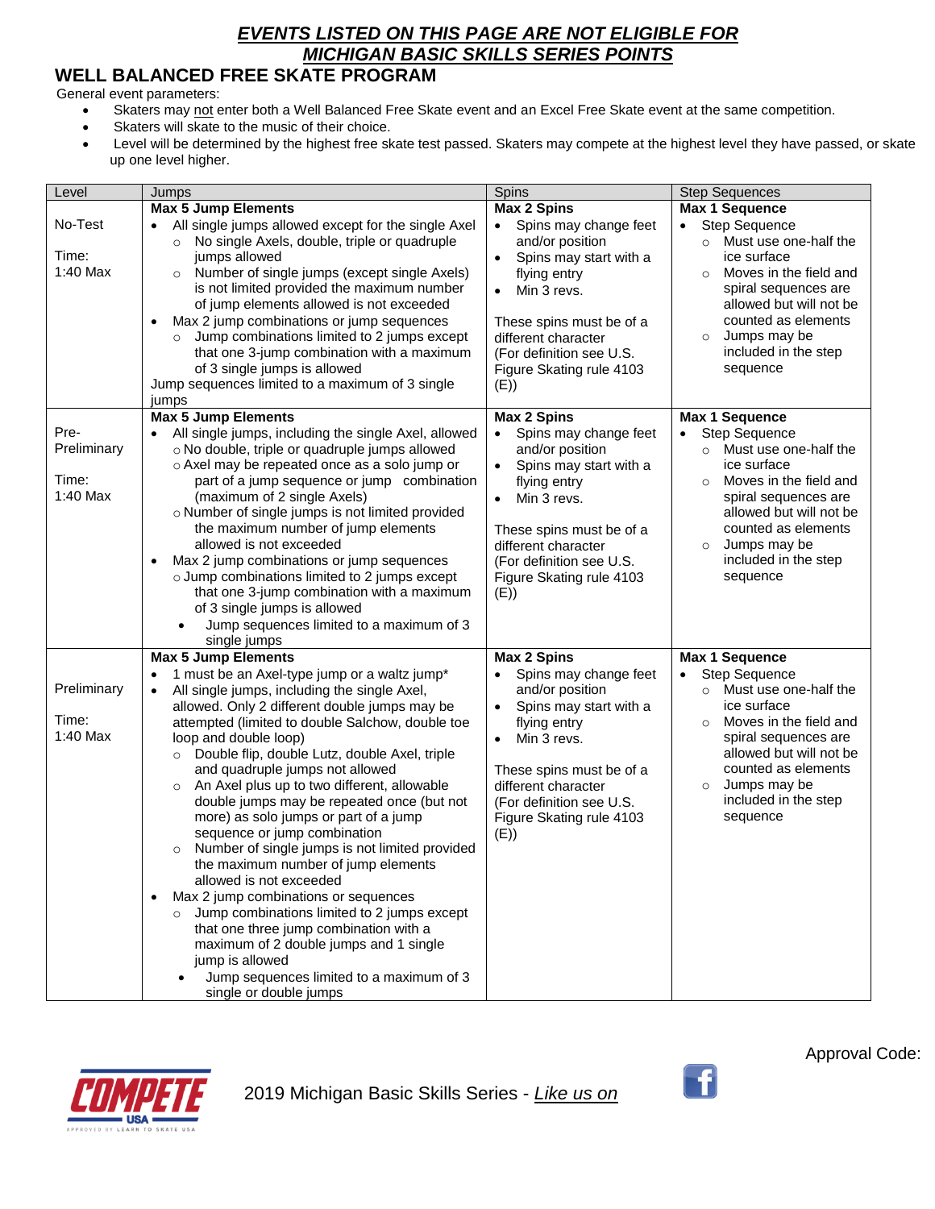***EVENTS LISTED ON THIS PAGE ARE NOT ELIGIBLE FOR MICHIGAN BASIC SKILLS SERIES POINTS***

## WELL BALANCED FREE SKATE PROGRAM

General event parameters:

- Skaters may not enter both a Well Balanced Free Skate event and an Excel Free Skate event at the same competition.
- Skaters will skate to the music of their choice.
- Level will be determined by the highest free skate test passed. Skaters may compete at the highest level they have passed, or skate up one level higher.

| Level | Jumps | Spins | Step Sequences |
|---|---|---|---|
| No-Test<br><br>Time:<br>1:40 Max | **Max 5 Jump Elements**<br>• All single jumps allowed except for the single Axel<br>○ No single Axels, double, triple or quadruple jumps allowed<br>○ Number of single jumps (except single Axels) is not limited provided the maximum number of jump elements allowed is not exceeded<br>• Max 2 jump combinations or jump sequences<br>○ Jump combinations limited to 2 jumps except that one 3-jump combination with a maximum of 3 single jumps is allowed<br>Jump sequences limited to a maximum of 3 single jumps | **Max 2 Spins**<br>• Spins may change feet and/or position<br>• Spins may start with a flying entry<br>• Min 3 revs.<br><br>These spins must be of a different character (For definition see U.S. Figure Skating rule 4103 (E)) | **Max 1 Sequence**<br>• Step Sequence<br>○ Must use one-half the ice surface<br>○ Moves in the field and spiral sequences are allowed but will not be counted as elements<br>○ Jumps may be included in the step sequence |
| Pre-Preliminary<br><br>Time:<br>1:40 Max | **Max 5 Jump Elements**<br>• All single jumps, including the single Axel, allowed<br>○ No double, triple or quadruple jumps allowed<br>○ Axel may be repeated once as a solo jump or part of a jump sequence or jump combination (maximum of 2 single Axels)<br>○ Number of single jumps is not limited provided the maximum number of jump elements allowed is not exceeded<br>• Max 2 jump combinations or jump sequences<br>○ Jump combinations limited to 2 jumps except that one 3-jump combination with a maximum of 3 single jumps is allowed<br>• Jump sequences limited to a maximum of 3 single jumps | **Max 2 Spins**<br>• Spins may change feet and/or position<br>• Spins may start with a flying entry<br>• Min 3 revs.<br><br>These spins must be of a different character (For definition see U.S. Figure Skating rule 4103 (E)) | **Max 1 Sequence**<br>• Step Sequence<br>○ Must use one-half the ice surface<br>○ Moves in the field and spiral sequences are allowed but will not be counted as elements<br>○ Jumps may be included in the step sequence |
| Preliminary<br><br>Time:<br>1:40 Max | **Max 5 Jump Elements**<br>• 1 must be an Axel-type jump or a waltz jump*<br>• All single jumps, including the single Axel, allowed. Only 2 different double jumps may be attempted (limited to double Salchow, double toe loop and double loop)<br>○ Double flip, double Lutz, double Axel, triple and quadruple jumps not allowed<br>○ An Axel plus up to two different, allowable double jumps may be repeated once (but not more) as solo jumps or part of a jump sequence or jump combination<br>○ Number of single jumps is not limited provided the maximum number of jump elements allowed is not exceeded<br>• Max 2 jump combinations or sequences<br>○ Jump combinations limited to 2 jumps except that one three jump combination with a maximum of 2 double jumps and 1 single jump is allowed<br>• Jump sequences limited to a maximum of 3 single or double jumps | **Max 2 Spins**<br>• Spins may change feet and/or position<br>• Spins may start with a flying entry<br>• Min 3 revs.<br><br>These spins must be of a different character (For definition see U.S. Figure Skating rule 4103 (E)) | **Max 1 Sequence**<br>• Step Sequence<br>○ Must use one-half the ice surface<br>○ Moves in the field and spiral sequences are allowed but will not be counted as elements<br>○ Jumps may be included in the step sequence |

Approval Code:

2019 Michigan Basic Skills Series - *Like us on*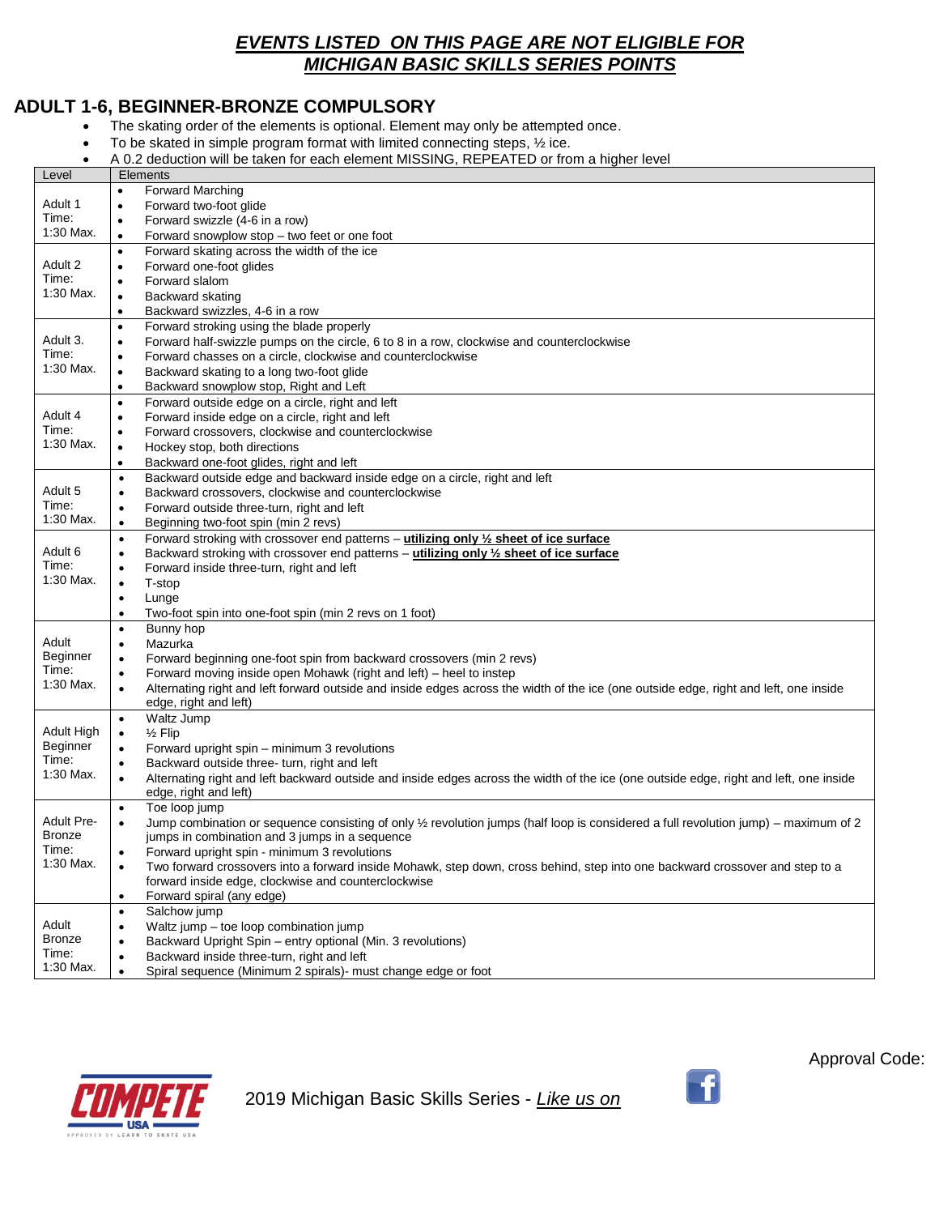***EVENTS LISTED ON THIS PAGE ARE NOT ELIGIBLE FOR MICHIGAN BASIC SKILLS SERIES POINTS***

## ADULT 1-6, BEGINNER-BRONZE COMPULSORY

- The skating order of the elements is optional. Element may only be attempted once.
- To be skated in simple program format with limited connecting steps, ½ ice.
- A 0.2 deduction will be taken for each element MISSING, REPEATED or from a higher level

| Level | Elements |
|---|---|
| Adult 1<br>Time:<br>1:30 Max. | • Forward Marching<br>• Forward two-foot glide<br>• Forward swizzle (4-6 in a row)<br>• Forward snowplow stop – two feet or one foot |
| Adult 2<br>Time:<br>1:30 Max. | • Forward skating across the width of the ice<br>• Forward one-foot glides<br>• Forward slalom<br>• Backward skating<br>• Backward swizzles, 4-6 in a row |
| Adult 3.<br>Time:<br>1:30 Max. | • Forward stroking using the blade properly<br>• Forward half-swizzle pumps on the circle, 6 to 8 in a row, clockwise and counterclockwise<br>• Forward chasses on a circle, clockwise and counterclockwise<br>• Backward skating to a long two-foot glide<br>• Backward snowplow stop, Right and Left |
| Adult 4<br>Time:<br>1:30 Max. | • Forward outside edge on a circle, right and left<br>• Forward inside edge on a circle, right and left<br>• Forward crossovers, clockwise and counterclockwise<br>• Hockey stop, both directions<br>• Backward one-foot glides, right and left |
| Adult 5<br>Time:<br>1:30 Max. | • Backward outside edge and backward inside edge on a circle, right and left<br>• Backward crossovers, clockwise and counterclockwise<br>• Forward outside three-turn, right and left<br>• Beginning two-foot spin (min 2 revs) |
| Adult 6<br>Time:<br>1:30 Max. | • Forward stroking with crossover end patterns – **<u>utilizing only ½ sheet of ice surface</u>**<br>• Backward stroking with crossover end patterns – **<u>utilizing only ½ sheet of ice surface</u>**<br>• Forward inside three-turn, right and left<br>• T-stop<br>• Lunge<br>• Two-foot spin into one-foot spin (min 2 revs on 1 foot) |
| Adult Beginner<br>Time:<br>1:30 Max. | • Bunny hop<br>• Mazurka<br>• Forward beginning one-foot spin from backward crossovers (min 2 revs)<br>• Forward moving inside open Mohawk (right and left) – heel to instep<br>• Alternating right and left forward outside and inside edges across the width of the ice (one outside edge, right and left, one inside edge, right and left) |
| Adult High Beginner<br>Time:<br>1:30 Max. | • Waltz Jump<br>• ½ Flip<br>• Forward upright spin – minimum 3 revolutions<br>• Backward outside three- turn, right and left<br>• Alternating right and left backward outside and inside edges across the width of the ice (one outside edge, right and left, one inside edge, right and left) |
| Adult Pre-Bronze<br>Time:<br>1:30 Max. | • Toe loop jump<br>• Jump combination or sequence consisting of only ½ revolution jumps (half loop is considered a full revolution jump) – maximum of 2 jumps in combination and 3 jumps in a sequence<br>• Forward upright spin - minimum 3 revolutions<br>• Two forward crossovers into a forward inside Mohawk, step down, cross behind, step into one backward crossover and step to a forward inside edge, clockwise and counterclockwise<br>• Forward spiral (any edge) |
| Adult Bronze<br>Time:<br>1:30 Max. | • Salchow jump<br>• Waltz jump – toe loop combination jump<br>• Backward Upright Spin – entry optional (Min. 3 revolutions)<br>• Backward inside three-turn, right and left<br>• Spiral sequence (Minimum 2 spirals)- must change edge or foot |

Approval Code:

2019 Michigan Basic Skills Series - *<u>Like us on</u>*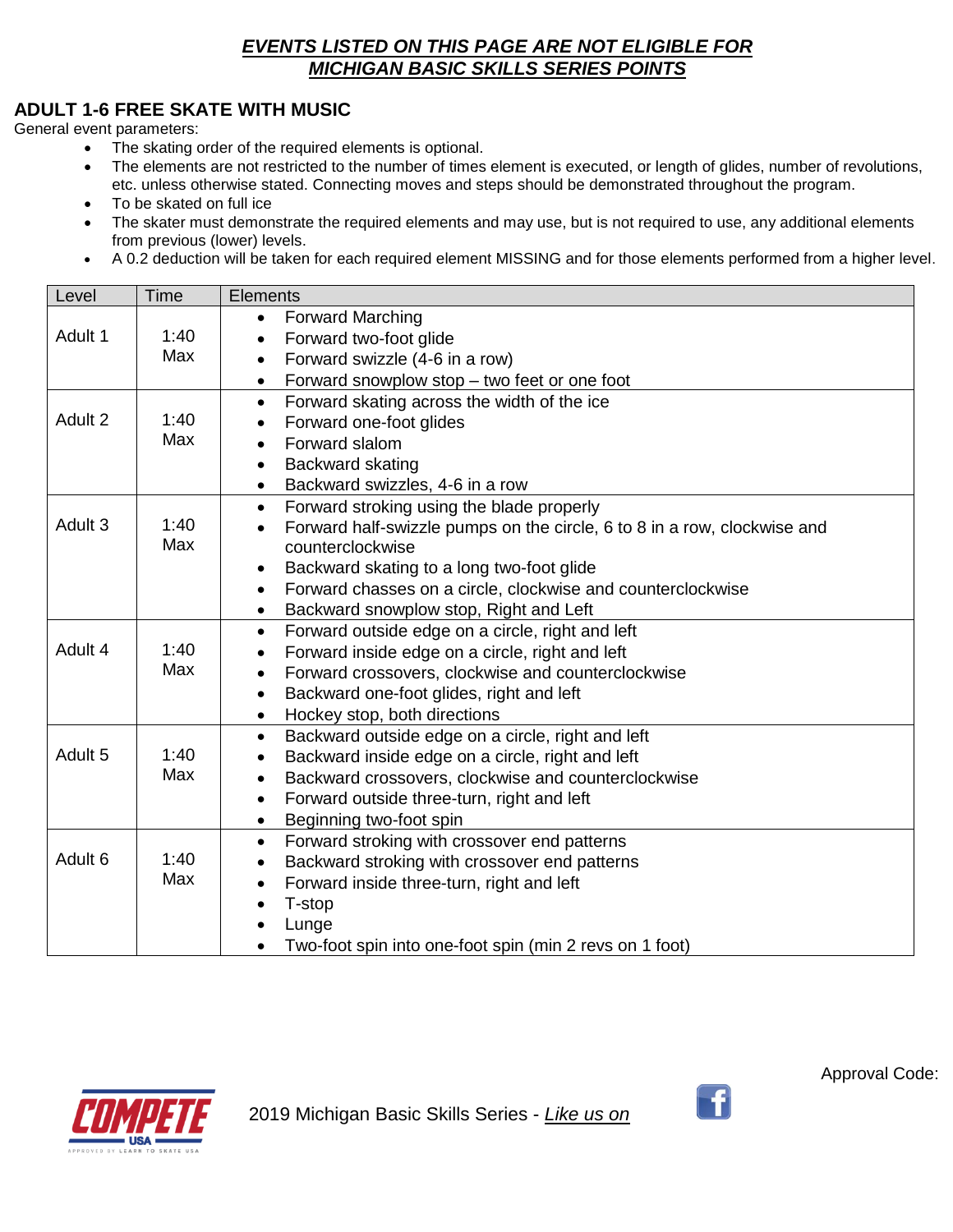***EVENTS LISTED ON THIS PAGE ARE NOT ELIGIBLE FOR MICHIGAN BASIC SKILLS SERIES POINTS***

## ADULT 1-6 FREE SKATE WITH MUSIC

General event parameters:

- The skating order of the required elements is optional.
- The elements are not restricted to the number of times element is executed, or length of glides, number of revolutions, etc. unless otherwise stated. Connecting moves and steps should be demonstrated throughout the program.
- To be skated on full ice
- The skater must demonstrate the required elements and may use, but is not required to use, any additional elements from previous (lower) levels.
- A 0.2 deduction will be taken for each required element MISSING and for those elements performed from a higher level.

| Level | Time | Elements |
|---|---|---|
| Adult 1 | 1:40 Max | • Forward Marching<br>• Forward two-foot glide<br>• Forward swizzle (4-6 in a row)<br>• Forward snowplow stop – two feet or one foot |
| Adult 2 | 1:40 Max | • Forward skating across the width of the ice<br>• Forward one-foot glides<br>• Forward slalom<br>• Backward skating<br>• Backward swizzles, 4-6 in a row |
| Adult 3 | 1:40 Max | • Forward stroking using the blade properly<br>• Forward half-swizzle pumps on the circle, 6 to 8 in a row, clockwise and counterclockwise<br>• Backward skating to a long two-foot glide<br>• Forward chasses on a circle, clockwise and counterclockwise<br>• Backward snowplow stop, Right and Left |
| Adult 4 | 1:40 Max | • Forward outside edge on a circle, right and left<br>• Forward inside edge on a circle, right and left<br>• Forward crossovers, clockwise and counterclockwise<br>• Backward one-foot glides, right and left<br>• Hockey stop, both directions |
| Adult 5 | 1:40 Max | • Backward outside edge on a circle, right and left<br>• Backward inside edge on a circle, right and left<br>• Backward crossovers, clockwise and counterclockwise<br>• Forward outside three-turn, right and left<br>• Beginning two-foot spin |
| Adult 6 | 1:40 Max | • Forward stroking with crossover end patterns<br>• Backward stroking with crossover end patterns<br>• Forward inside three-turn, right and left<br>• T-stop<br>• Lunge<br>• Two-foot spin into one-foot spin (min 2 revs on 1 foot) |

Approval Code:

2019 Michigan Basic Skills Series - *Like us on*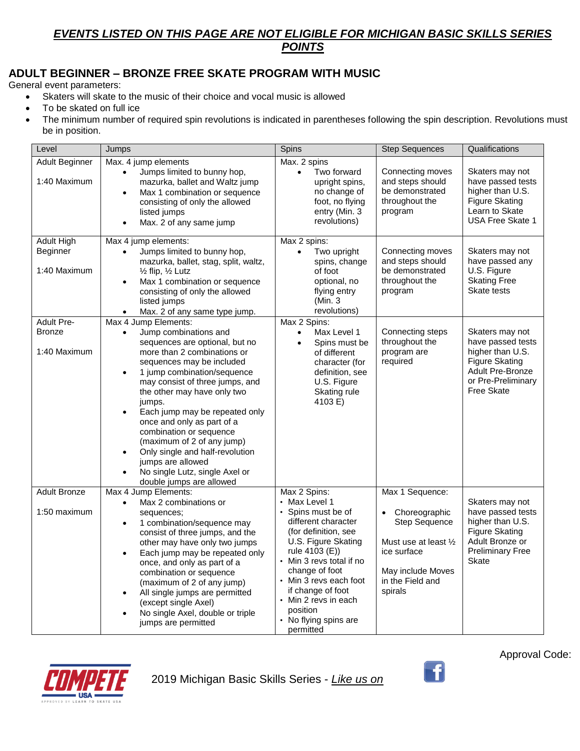***EVENTS LISTED ON THIS PAGE ARE NOT ELIGIBLE FOR MICHIGAN BASIC SKILLS SERIES POINTS***

## ADULT BEGINNER – BRONZE FREE SKATE PROGRAM WITH MUSIC

General event parameters:

- Skaters will skate to the music of their choice and vocal music is allowed
- To be skated on full ice
- The minimum number of required spin revolutions is indicated in parentheses following the spin description. Revolutions must be in position.

| Level | Jumps | Spins | Step Sequences | Qualifications |
|---|---|---|---|---|
| Adult Beginner<br><br>1:40 Maximum | Max. 4 jump elements<br>• Jumps limited to bunny hop, mazurka, ballet and Waltz jump<br>• Max 1 combination or sequence consisting of only the allowed listed jumps<br>• Max. 2 of any same jump | Max. 2 spins<br>• Two forward upright spins, no change of foot, no flying entry (Min. 3 revolutions) | Connecting moves and steps should be demonstrated throughout the program | Skaters may not have passed tests higher than U.S. Figure Skating Learn to Skate USA Free Skate 1 |
| Adult High Beginner<br><br>1:40 Maximum | Max 4 jump elements:<br>• Jumps limited to bunny hop, mazurka, ballet, stag, split, waltz, ½ flip, ½ Lutz<br>• Max 1 combination or sequence consisting of only the allowed listed jumps<br>• Max. 2 of any same type jump. | Max 2 spins:<br>• Two upright spins, change of foot optional, no flying entry (Min. 3 revolutions) | Connecting moves and steps should be demonstrated throughout the program | Skaters may not have passed any U.S. Figure Skating Free Skate tests |
| Adult Pre-Bronze<br><br>1:40 Maximum | Max 4 Jump Elements:<br>• Jump combinations and sequences are optional, but no more than 2 combinations or sequences may be included<br>• 1 jump combination/sequence may consist of three jumps, and the other may have only two jumps.<br>• Each jump may be repeated only once and only as part of a combination or sequence (maximum of 2 of any jump)<br>• Only single and half-revolution jumps are allowed<br>• No single Lutz, single Axel or double jumps are allowed | Max 2 Spins:<br>• Max Level 1<br>• Spins must be of different character (for definition, see U.S. Figure Skating rule 4103 E) | Connecting steps throughout the program are required | Skaters may not have passed tests higher than U.S. Figure Skating Adult Pre-Bronze or Pre-Preliminary Free Skate |
| Adult Bronze<br><br>1:50 maximum | Max 4 Jump Elements:<br>• Max 2 combinations or sequences;<br>• 1 combination/sequence may consist of three jumps, and the other may have only two jumps<br>• Each jump may be repeated only once, and only as part of a combination or sequence (maximum of 2 of any jump)<br>• All single jumps are permitted (except single Axel)<br>• No single Axel, double or triple jumps are permitted | Max 2 Spins:<br>• Max Level 1<br>• Spins must be of different character (for definition, see U.S. Figure Skating rule 4103 (E))<br>• Min 3 revs total if no change of foot<br>• Min 3 revs each foot if change of foot<br>• Min 2 revs in each position<br>• No flying spins are permitted | Max 1 Sequence:<br>• Choreographic Step Sequence<br><br>Must use at least ½ ice surface<br><br>May include Moves in the Field and spirals | Skaters may not have passed tests higher than U.S. Figure Skating Adult Bronze or Preliminary Free Skate |

Approval Code:

2019 Michigan Basic Skills Series - *Like us on*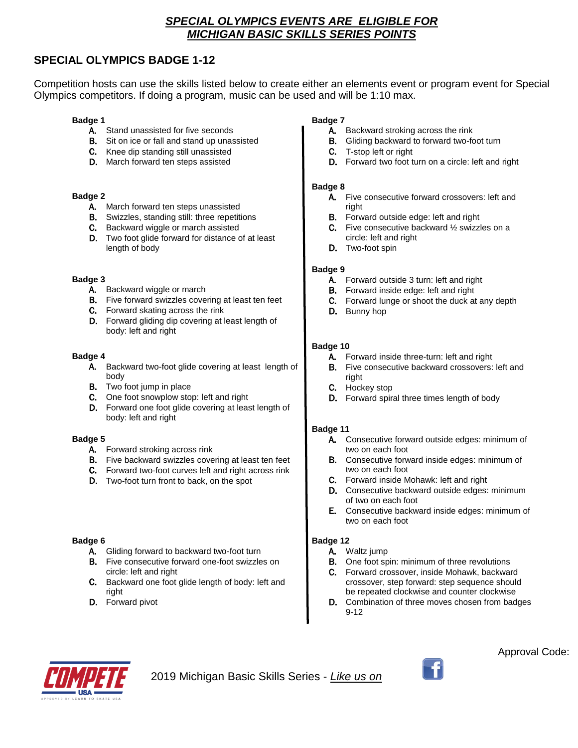***SPECIAL OLYMPICS EVENTS ARE ELIGIBLE FOR MICHIGAN BASIC SKILLS SERIES POINTS***

## SPECIAL OLYMPICS BADGE 1-12

Competition hosts can use the skills listed below to create either an elements event or program event for Special Olympics competitors. If doing a program, music can be used and will be 1:10 max.

**Badge 1**

- **A.** Stand unassisted for five seconds
- **B.** Sit on ice or fall and stand up unassisted
- **C.** Knee dip standing still unassisted
- **D.** March forward ten steps assisted

**Badge 2**

- **A.** March forward ten steps unassisted
- **B.** Swizzles, standing still: three repetitions
- **C.** Backward wiggle or march assisted
- **D.** Two foot glide forward for distance of at least length of body

**Badge 3**

- **A.** Backward wiggle or march
- **B.** Five forward swizzles covering at least ten feet
- **C.** Forward skating across the rink
- **D.** Forward gliding dip covering at least length of body: left and right

**Badge 4**

- **A.** Backward two-foot glide covering at least length of body
- **B.** Two foot jump in place
- **C.** One foot snowplow stop: left and right
- **D.** Forward one foot glide covering at least length of body: left and right

**Badge 5**

- **A.** Forward stroking across rink
- **B.** Five backward swizzles covering at least ten feet
- **C.** Forward two-foot curves left and right across rink
- **D.** Two-foot turn front to back, on the spot

**Badge 6**

- **A.** Gliding forward to backward two-foot turn
- **B.** Five consecutive forward one-foot swizzles on circle: left and right
- **C.** Backward one foot glide length of body: left and right
- **D.** Forward pivot

**Badge 7**

- **A.** Backward stroking across the rink
- **B.** Gliding backward to forward two-foot turn
- **C.** T-stop left or right
- **D.** Forward two foot turn on a circle: left and right

**Badge 8**

- **A.** Five consecutive forward crossovers: left and right
- **B.** Forward outside edge: left and right
- **C.** Five consecutive backward ½ swizzles on a circle: left and right
- **D.** Two-foot spin

**Badge 9**

- **A.** Forward outside 3 turn: left and right
- **B.** Forward inside edge: left and right
- **C.** Forward lunge or shoot the duck at any depth
- **D.** Bunny hop

**Badge 10**

- **A.** Forward inside three-turn: left and right
- **B.** Five consecutive backward crossovers: left and right
- **C.** Hockey stop
- **D.** Forward spiral three times length of body

**Badge 11**

- **A.** Consecutive forward outside edges: minimum of two on each foot
- **B.** Consecutive forward inside edges: minimum of two on each foot
- **C.** Forward inside Mohawk: left and right
- **D.** Consecutive backward outside edges: minimum of two on each foot
- **E.** Consecutive backward inside edges: minimum of two on each foot

**Badge 12**

- **A.** Waltz jump
- **B.** One foot spin: minimum of three revolutions
- **C.** Forward crossover, inside Mohawk, backward crossover, step forward: step sequence should be repeated clockwise and counter clockwise
- **D.** Combination of three moves chosen from badges 9-12

Approval Code:

2019 Michigan Basic Skills Series - *Like us on*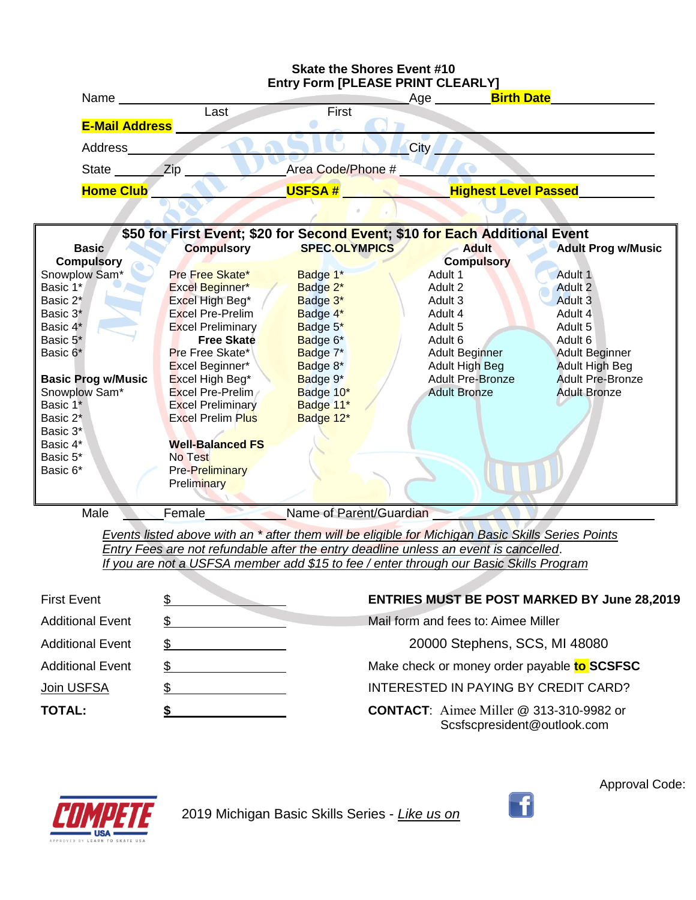# Skate the Shores Event #10
## Entry Form [PLEASE PRINT CLEARLY]

Name ______________________________ Age ________ **Birth Date** ______________
Last First

**E-Mail Address** ____________________________________________

Address ______________________________ City ______________________________

State ________ Zip ______________ Area Code/Phone # ______________________

**Home Club** ______________ **USFSA #** ______________ **Highest Level Passed** ______________

**$50 for First Event; $20 for Second Event; $10 for Each Additional Event**

| Basic Compulsory | Compulsory | SPEC.OLYMPICS | Adult Compulsory | Adult Prog w/Music |
|---|---|---|---|---|
| Snowplow Sam* | Pre Free Skate* | Badge 1* | Adult 1 | Adult 1 |
| Basic 1* | Excel Beginner* | Badge 2* | Adult 2 | Adult 2 |
| Basic 2* | Excel High Beg* | Badge 3* | Adult 3 | Adult 3 |
| Basic 3* | Excel Pre-Prelim | Badge 4* | Adult 4 | Adult 4 |
| Basic 4* | Excel Preliminary | Badge 5* | Adult 5 | Adult 5 |
| Basic 5* | **Free Skate** | Badge 6* | Adult 6 | Adult 6 |
| Basic 6* | Pre Free Skate* | Badge 7* | Adult Beginner | Adult Beginner |
| | Excel Beginner* | Badge 8* | Adult High Beg | Adult High Beg |
| **Basic Prog w/Music** | Excel High Beg* | Badge 9* | Adult Pre-Bronze | Adult Pre-Bronze |
| Snowplow Sam* | Excel Pre-Prelim | Badge 10* | Adult Bronze | Adult Bronze |
| Basic 1* | Excel Preliminary | Badge 11* | | |
| Basic 2* | Excel Prelim Plus | Badge 12* | | |
| Basic 3* | | | | |
| Basic 4* | **Well-Balanced FS** | | | |
| Basic 5* | No Test | | | |
| Basic 6* | Pre-Preliminary | | | |
| | Preliminary | | | |

Male ________ Female ______________ Name of Parent/Guardian ______________________

*Events listed above with an * after them will be eligible for Michigan Basic Skills Series Points*
*Entry Fees are not refundable after the entry deadline unless an event is cancelled.*
*If you are not a USFSA member add $15 to fee / enter through our Basic Skills Program*

| | |
|---|---|
| First Event | $ ______________ |
| Additional Event | $ ______________ |
| Additional Event | $ ______________ |
| Additional Event | $ ______________ |
| Join USFSA | $ ______________ |
| **TOTAL:** | **$** ______________ |

**ENTRIES MUST BE POST MARKED BY June 28,2019**

Mail form and fees to: Aimee Miller

20000 Stephens, SCS, MI 48080

Make check or money order payable **to SCSFSC**

INTERESTED IN PAYING BY CREDIT CARD?

**CONTACT**: Aimee Miller @ 313-310-9982 or Scsfscpresident@outlook.com

Approval Code:

COMPETE USA — APPROVED BY LEARN TO SKATE USA

2019 Michigan Basic Skills Series - *Like us on*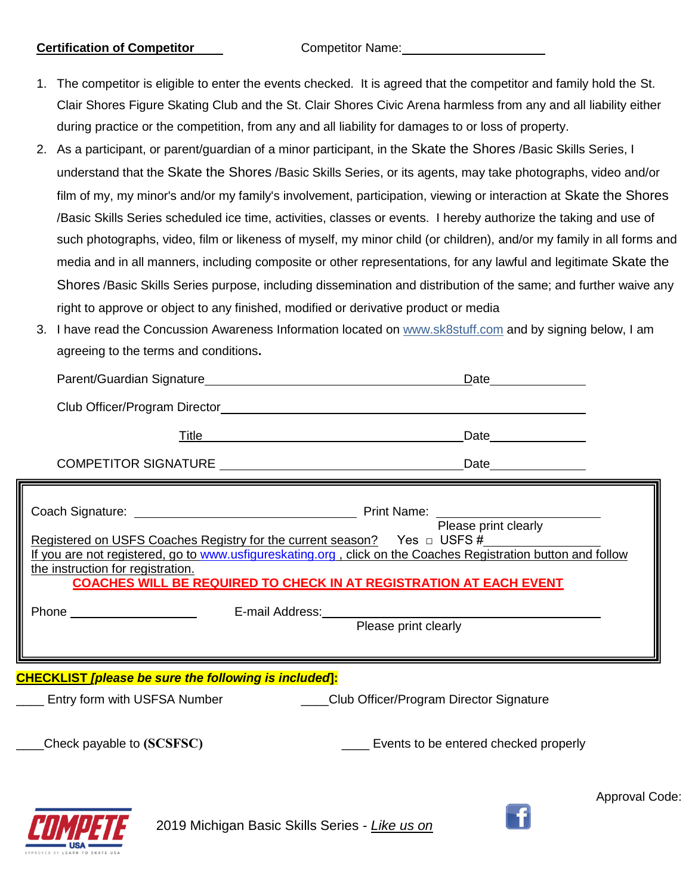**Certification of Competitor** Competitor Name:____________________

1. The competitor is eligible to enter the events checked. It is agreed that the competitor and family hold the St. Clair Shores Figure Skating Club and the St. Clair Shores Civic Arena harmless from any and all liability either during practice or the competition, from any and all liability for damages to or loss of property.
2. As a participant, or parent/guardian of a minor participant, in the Skate the Shores /Basic Skills Series, I understand that the Skate the Shores /Basic Skills Series, or its agents, may take photographs, video and/or film of my, my minor's and/or my family's involvement, participation, viewing or interaction at Skate the Shores /Basic Skills Series scheduled ice time, activities, classes or events. I hereby authorize the taking and use of such photographs, video, film or likeness of myself, my minor child (or children), and/or my family in all forms and media and in all manners, including composite or other representations, for any lawful and legitimate Skate the Shores /Basic Skills Series purpose, including dissemination and distribution of the same; and further waive any right to approve or object to any finished, modified or derivative product or media
3. I have read the Concussion Awareness Information located on www.sk8stuff.com and by signing below, I am agreeing to the terms and conditions.

Parent/Guardian Signature____________________________________ Date______________

Club Officer/Program Director______________________________________________

Title____________________________________ Date______________

COMPETITOR SIGNATURE ____________________________________ Date______________

Coach Signature: ______________________________ Print Name: ____________________
Please print clearly

Registered on USFS Coaches Registry for the current season? Yes □ USFS #______________

If you are not registered, go to www.usfigureskating.org , click on the Coaches Registration button and follow the instruction for registration.

**COACHES WILL BE REQUIRED TO CHECK IN AT REGISTRATION AT EACH EVENT**

Phone ________________ E-mail Address:______________________________________
Please print clearly

**CHECKLIST *[please be sure the following is included]*:**

____ Entry form with USFSA Number ____Club Officer/Program Director Signature

____Check payable to **(SCSFSC)** ____ Events to be entered checked properly

Approval Code:

2019 Michigan Basic Skills Series - *Like us on*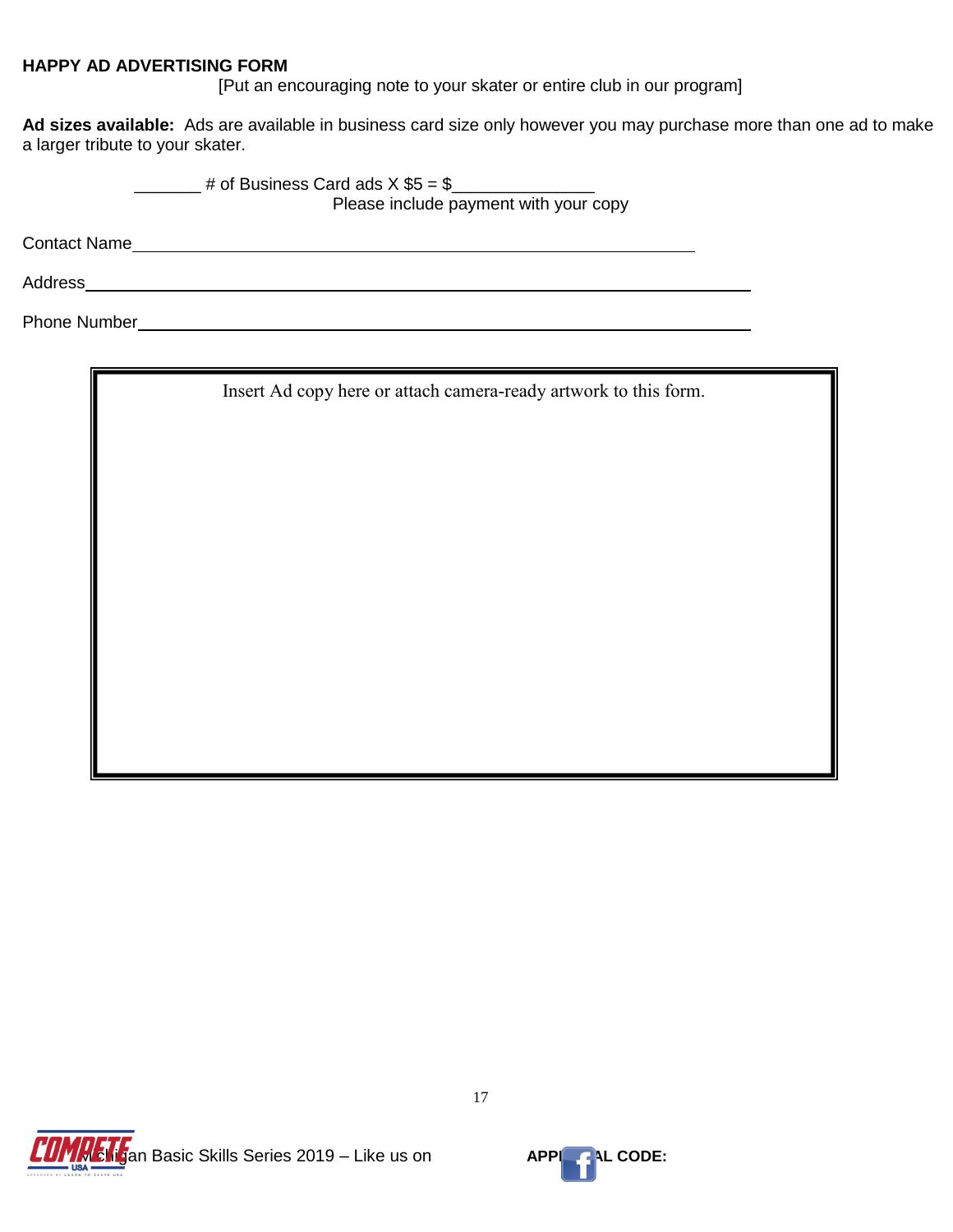**HAPPY AD ADVERTISING FORM**

[Put an encouraging note to your skater or entire club in our program]

**Ad sizes available:** Ads are available in business card size only however you may purchase more than one ad to make a larger tribute to your skater.

_______ # of Business Card ads X $5 = $_______________

Please include payment with your copy

Contact Name_______________________________________________

Address_______________________________________________

Phone Number_______________________________________________

Insert Ad copy here or attach camera-ready artwork to this form.